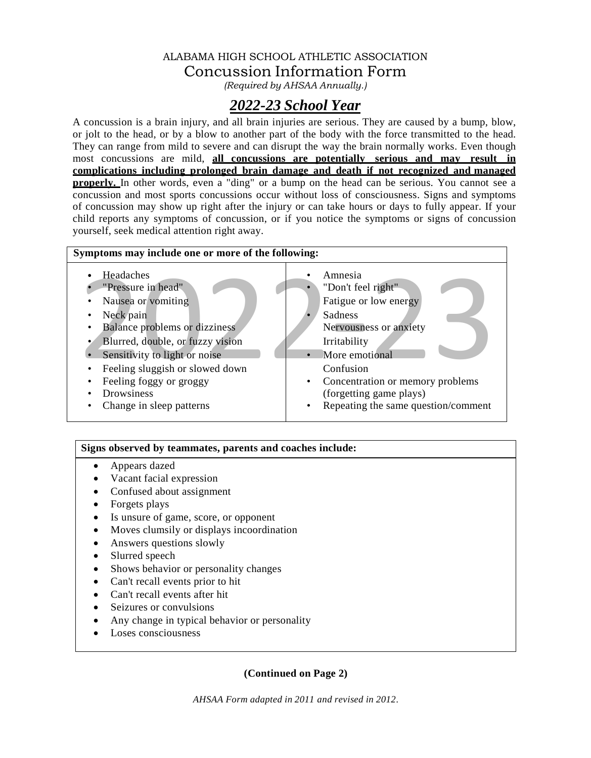# ALABAMA HIGH SCHOOL ATHLETIC ASSOCIATION

## Concussion Information Form

*(Required by AHSAA Annually.)*

## ***2022-23 School Year***

A concussion is a brain injury, and all brain injuries are serious. They are caused by a bump, blow, or jolt to the head, or by a blow to another part of the body with the force transmitted to the head. They can range from mild to severe and can disrupt the way the brain normally works. Even though most concussions are mild, **all concussions are potentially serious and may result in complications including prolonged brain damage and death if not recognized and managed properly.** In other words, even a "ding" or a bump on the head can be serious. You cannot see a concussion and most sports concussions occur without loss of consciousness. Signs and symptoms of concussion may show up right after the injury or can take hours or days to fully appear. If your child reports any symptoms of concussion, or if you notice the symptoms or signs of concussion yourself, seek medical attention right away.

| **Symptoms may include one or more of the following:** | |
|---|---|
| • Headaches<br>• "Pressure in head"<br>• Nausea or vomiting<br>• Neck pain<br>• Balance problems or dizziness<br>• Blurred, double, or fuzzy vision<br>• Sensitivity to light or noise<br>• Feeling sluggish or slowed down<br>• Feeling foggy or groggy<br>• Drowsiness<br>• Change in sleep patterns | • Amnesia<br>• "Don't feel right"<br>• Fatigue or low energy<br>• Sadness<br>• Nervousness or anxiety<br>• Irritability<br>• More emotional<br>• Confusion<br>• Concentration or memory problems (forgetting game plays)<br>• Repeating the same question/comment |

**Signs observed by teammates, parents and coaches include:**

- Appears dazed
- Vacant facial expression
- Confused about assignment
- Forgets plays
- Is unsure of game, score, or opponent
- Moves clumsily or displays incoordination
- Answers questions slowly
- Slurred speech
- Shows behavior or personality changes
- Can't recall events prior to hit
- Can't recall events after hit
- Seizures or convulsions
- Any change in typical behavior or personality
- Loses consciousness

**(Continued on Page 2)**

*AHSAA Form adapted in 2011 and revised in 2012.*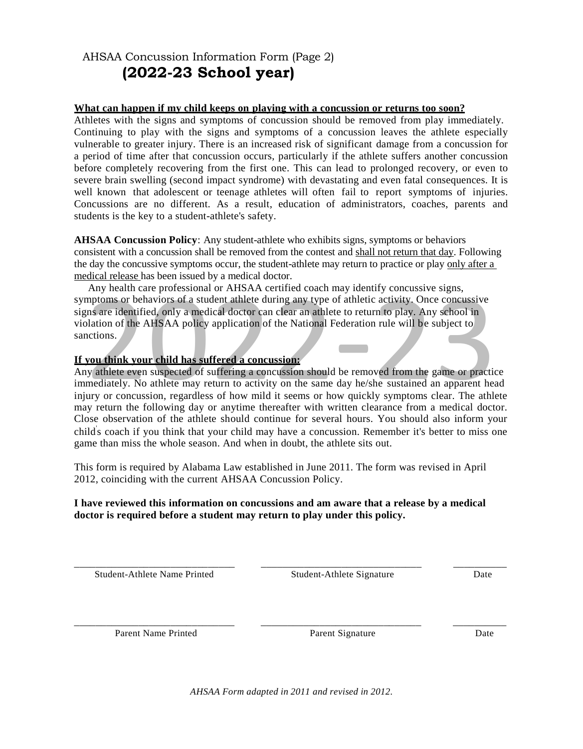# AHSAA Concussion Information Form (Page 2)

## (2022-23 School year)

**What can happen if my child keeps on playing with a concussion or returns too soon?**

Athletes with the signs and symptoms of concussion should be removed from play immediately. Continuing to play with the signs and symptoms of a concussion leaves the athlete especially vulnerable to greater injury. There is an increased risk of significant damage from a concussion for a period of time after that concussion occurs, particularly if the athlete suffers another concussion before completely recovering from the first one. This can lead to prolonged recovery, or even to severe brain swelling (second impact syndrome) with devastating and even fatal consequences. It is well known that adolescent or teenage athletes will often fail to report symptoms of injuries. Concussions are no different. As a result, education of administrators, coaches, parents and students is the key to a student-athlete's safety.

**AHSAA Concussion Policy**: Any student-athlete who exhibits signs, symptoms or behaviors consistent with a concussion shall be removed from the contest and shall not return that day. Following the day the concussive symptoms occur, the student-athlete may return to practice or play only after a medical release has been issued by a medical doctor.

Any health care professional or AHSAA certified coach may identify concussive signs, symptoms or behaviors of a student athlete during any type of athletic activity. Once concussive signs are identified, only a medical doctor can clear an athlete to return to play. Any school in violation of the AHSAA policy application of the National Federation rule will be subject to sanctions.

**If you think your child has suffered a concussion:**

Any athlete even suspected of suffering a concussion should be removed from the game or practice immediately. No athlete may return to activity on the same day he/she sustained an apparent head injury or concussion, regardless of how mild it seems or how quickly symptoms clear. The athlete may return the following day or anytime thereafter with written clearance from a medical doctor. Close observation of the athlete should continue for several hours. You should also inform your child's coach if you think that your child may have a concussion. Remember it's better to miss one game than miss the whole season. And when in doubt, the athlete sits out.

This form is required by Alabama Law established in June 2011. The form was revised in April 2012, coinciding with the current AHSAA Concussion Policy.

**I have reviewed this information on concussions and am aware that a release by a medical doctor is required before a student may return to play under this policy.**

_______________________________ Student-Athlete Name Printed

_______________________________ Student-Athlete Signature

__________ Date

_______________________________ Parent Name Printed

_______________________________ Parent Signature

__________ Date

*AHSAA Form adapted in 2011 and revised in 2012.*